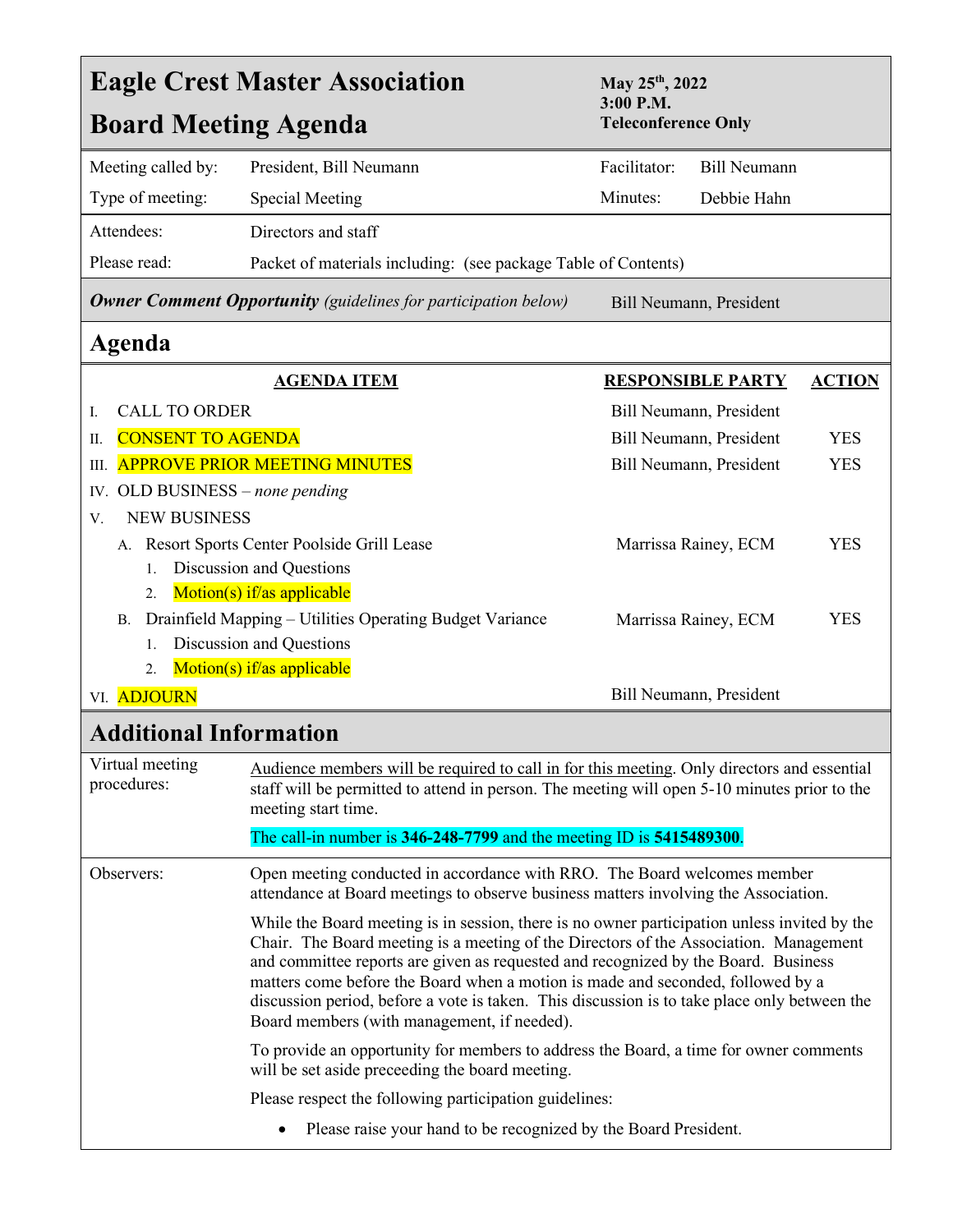# Eagle Crest Master Association

# Board Meeting Agenda

**May 25th, 2022**
**3:00 P.M.**
**Teleconference Only**

| | | | |
|---|---|---|---|
| Meeting called by: | President, Bill Neumann | Facilitator: | Bill Neumann |
| Type of meeting: | Special Meeting | Minutes: | Debbie Hahn |
| Attendees: | Directors and staff | | |
| Please read: | Packet of materials including: (see package Table of Contents) | | |

***Owner Comment Opportunity*** *(guidelines for participation below)* — Bill Neumann, President

## Agenda

| AGENDA ITEM | RESPONSIBLE PARTY | ACTION |
|---|---|---|
| I. CALL TO ORDER | Bill Neumann, President | |
| II. CONSENT TO AGENDA | Bill Neumann, President | YES |
| III. APPROVE PRIOR MEETING MINUTES | Bill Neumann, President | YES |
| IV. OLD BUSINESS – *none pending* | | |
| V. NEW BUSINESS | | |
| A. Resort Sports Center Poolside Grill Lease | Marrissa Rainey, ECM | YES |
| 1. Discussion and Questions | | |
| 2. Motion(s) if/as applicable | | |
| B. Drainfield Mapping – Utilities Operating Budget Variance | Marrissa Rainey, ECM | YES |
| 1. Discussion and Questions | | |
| 2. Motion(s) if/as applicable | | |
| VI. ADJOURN | Bill Neumann, President | |

## Additional Information

**Virtual meeting procedures:**

Audience members will be required to call in for this meeting. Only directors and essential staff will be permitted to attend in person. The meeting will open 5-10 minutes prior to the meeting start time.

The call-in number is **346-248-7799** and the meeting ID is **5415489300**.

**Observers:**

Open meeting conducted in accordance with RRO. The Board welcomes member attendance at Board meetings to observe business matters involving the Association.

While the Board meeting is in session, there is no owner participation unless invited by the Chair. The Board meeting is a meeting of the Directors of the Association. Management and committee reports are given as requested and recognized by the Board. Business matters come before the Board when a motion is made and seconded, followed by a discussion period, before a vote is taken. This discussion is to take place only between the Board members (with management, if needed).

To provide an opportunity for members to address the Board, a time for owner comments will be set aside preceeding the board meeting.

Please respect the following participation guidelines:

- Please raise your hand to be recognized by the Board President.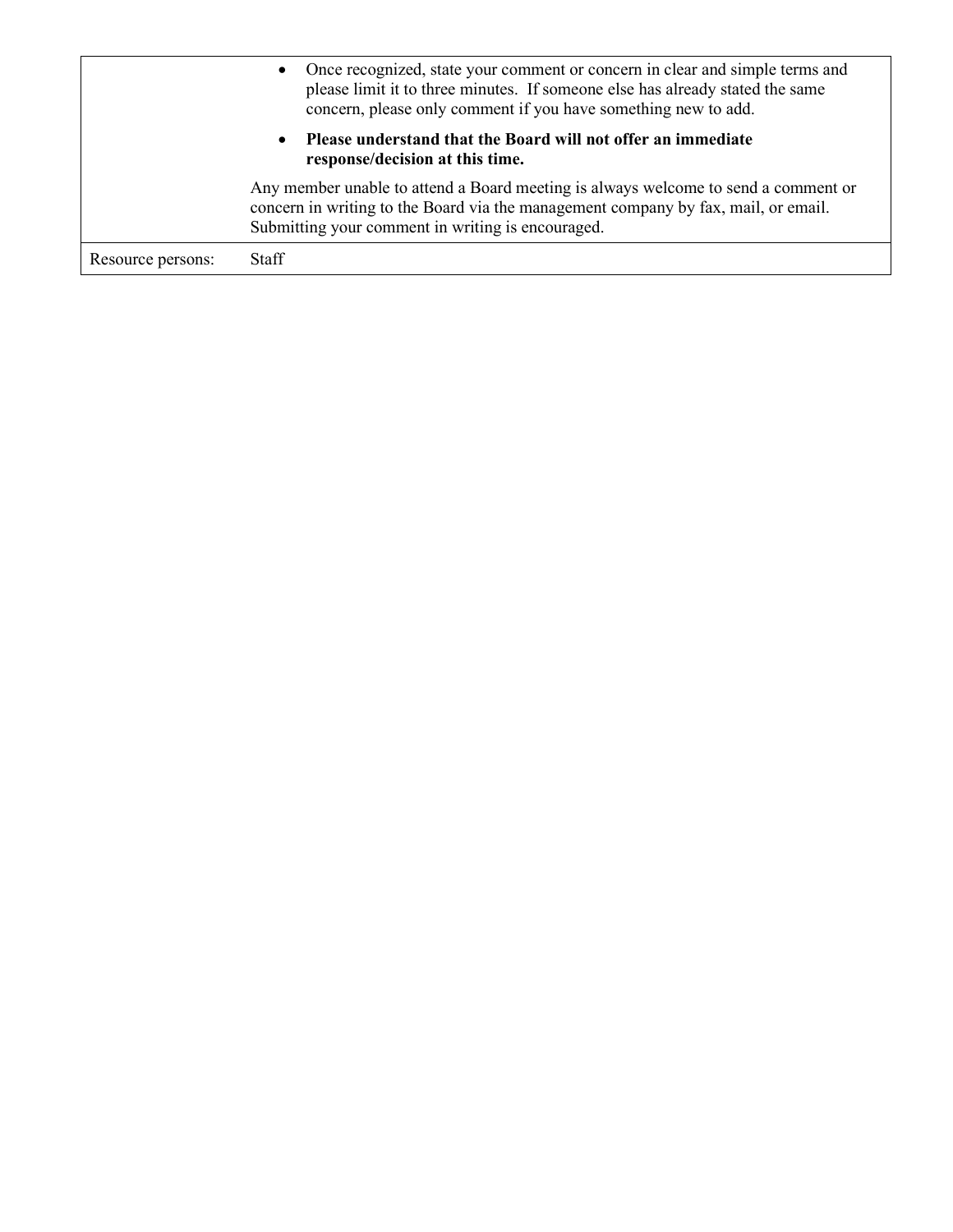| | |
|---|---|
| | • Once recognized, state your comment or concern in clear and simple terms and please limit it to three minutes. If someone else has already stated the same concern, please only comment if you have something new to add.<br>• **Please understand that the Board will not offer an immediate response/decision at this time.**<br><br>Any member unable to attend a Board meeting is always welcome to send a comment or concern in writing to the Board via the management company by fax, mail, or email. Submitting your comment in writing is encouraged. |
| Resource persons: | Staff |